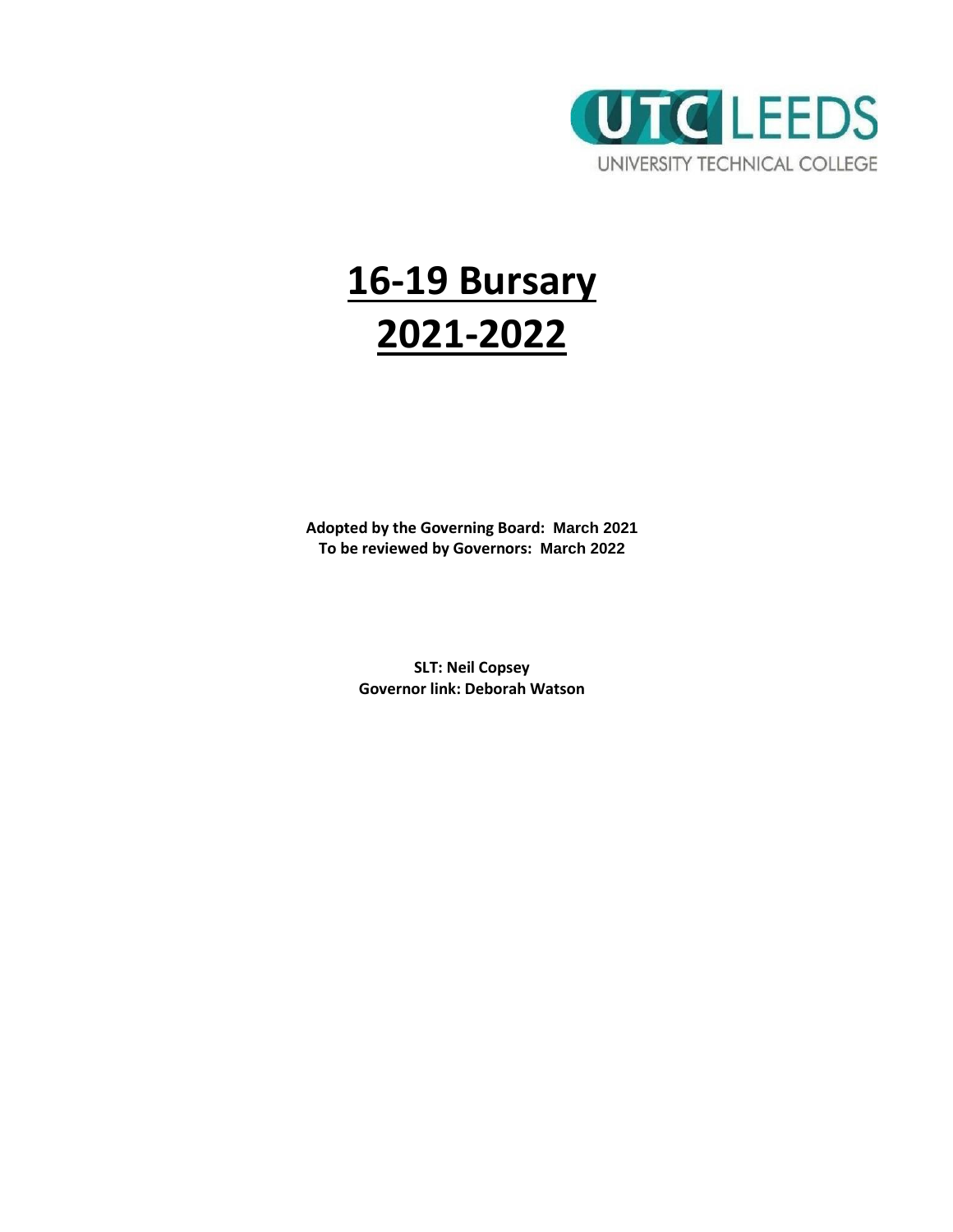UTC LEEDS

UNIVERSITY TECHNICAL COLLEGE

# 16-19 Bursary 2021-2022

**Adopted by the Governing Board: March 2021**
**To be reviewed by Governors: March 2022**

**SLT: Neil Copsey**
**Governor link: Deborah Watson**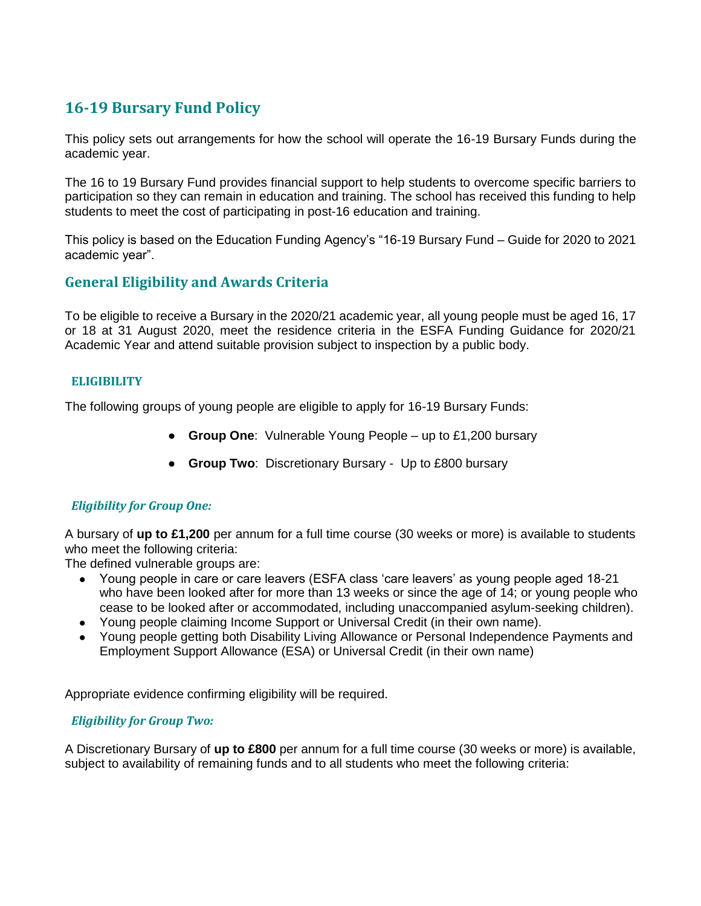## 16-19 Bursary Fund Policy

This policy sets out arrangements for how the school will operate the 16-19 Bursary Funds during the academic year.

The 16 to 19 Bursary Fund provides financial support to help students to overcome specific barriers to participation so they can remain in education and training. The school has received this funding to help students to meet the cost of participating in post-16 education and training.

This policy is based on the Education Funding Agency's "16-19 Bursary Fund – Guide for 2020 to 2021 academic year".

### General Eligibility and Awards Criteria

To be eligible to receive a Bursary in the 2020/21 academic year, all young people must be aged 16, 17 or 18 at 31 August 2020, meet the residence criteria in the ESFA Funding Guidance for 2020/21 Academic Year and attend suitable provision subject to inspection by a public body.

#### ELIGIBILITY

The following groups of young people are eligible to apply for 16-19 Bursary Funds:

- **Group One**: Vulnerable Young People – up to £1,200 bursary
- **Group Two**: Discretionary Bursary - Up to £800 bursary

#### *Eligibility for Group One:*

A bursary of **up to £1,200** per annum for a full time course (30 weeks or more) is available to students who meet the following criteria:
The defined vulnerable groups are:

- Young people in care or care leavers (ESFA class 'care leavers' as young people aged 18-21 who have been looked after for more than 13 weeks or since the age of 14; or young people who cease to be looked after or accommodated, including unaccompanied asylum-seeking children).
- Young people claiming Income Support or Universal Credit (in their own name).
- Young people getting both Disability Living Allowance or Personal Independence Payments and Employment Support Allowance (ESA) or Universal Credit (in their own name)

Appropriate evidence confirming eligibility will be required.

#### *Eligibility for Group Two:*

A Discretionary Bursary of **up to £800** per annum for a full time course (30 weeks or more) is available, subject to availability of remaining funds and to all students who meet the following criteria: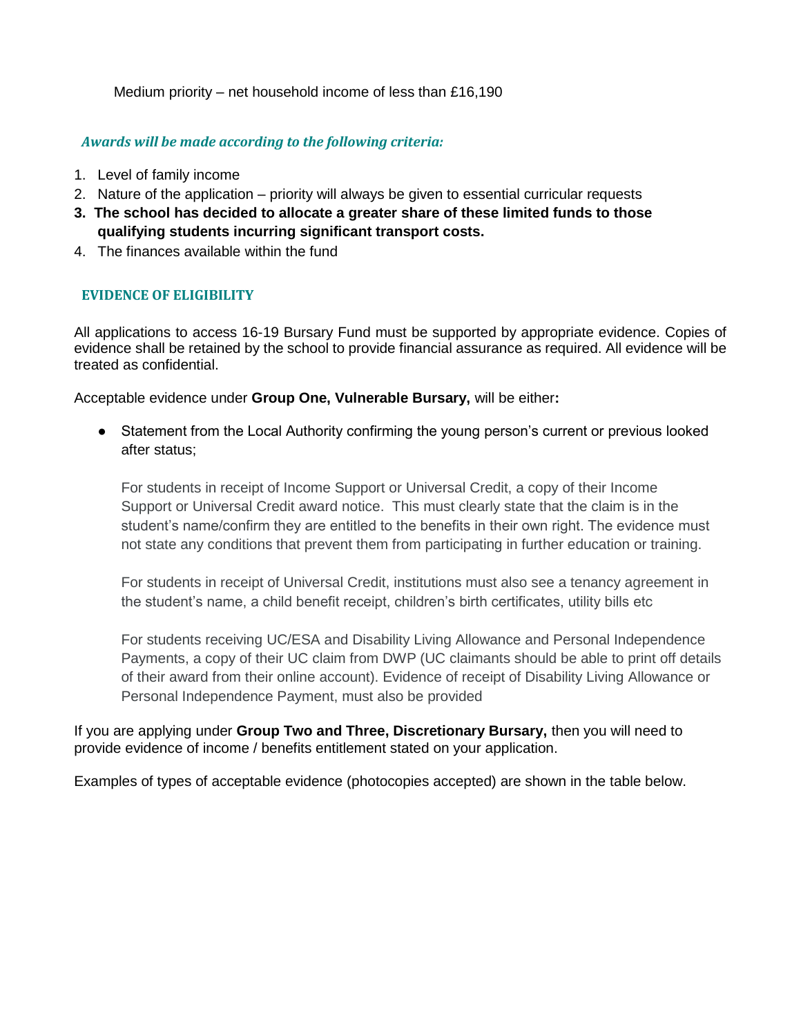Medium priority – net household income of less than £16,190

***Awards will be made according to the following criteria:***

1. Level of family income
2. Nature of the application – priority will always be given to essential curricular requests
3. **The school has decided to allocate a greater share of these limited funds to those qualifying students incurring significant transport costs.**
4. The finances available within the fund

## EVIDENCE OF ELIGIBILITY

All applications to access 16-19 Bursary Fund must be supported by appropriate evidence. Copies of evidence shall be retained by the school to provide financial assurance as required. All evidence will be treated as confidential.

Acceptable evidence under **Group One, Vulnerable Bursary,** will be either**:**

- Statement from the Local Authority confirming the young person's current or previous looked after status;

  For students in receipt of Income Support or Universal Credit, a copy of their Income Support or Universal Credit award notice. This must clearly state that the claim is in the student's name/confirm they are entitled to the benefits in their own right. The evidence must not state any conditions that prevent them from participating in further education or training.

  For students in receipt of Universal Credit, institutions must also see a tenancy agreement in the student's name, a child benefit receipt, children's birth certificates, utility bills etc

  For students receiving UC/ESA and Disability Living Allowance and Personal Independence Payments, a copy of their UC claim from DWP (UC claimants should be able to print off details of their award from their online account). Evidence of receipt of Disability Living Allowance or Personal Independence Payment, must also be provided

If you are applying under **Group Two and Three, Discretionary Bursary,** then you will need to provide evidence of income / benefits entitlement stated on your application.

Examples of types of acceptable evidence (photocopies accepted) are shown in the table below.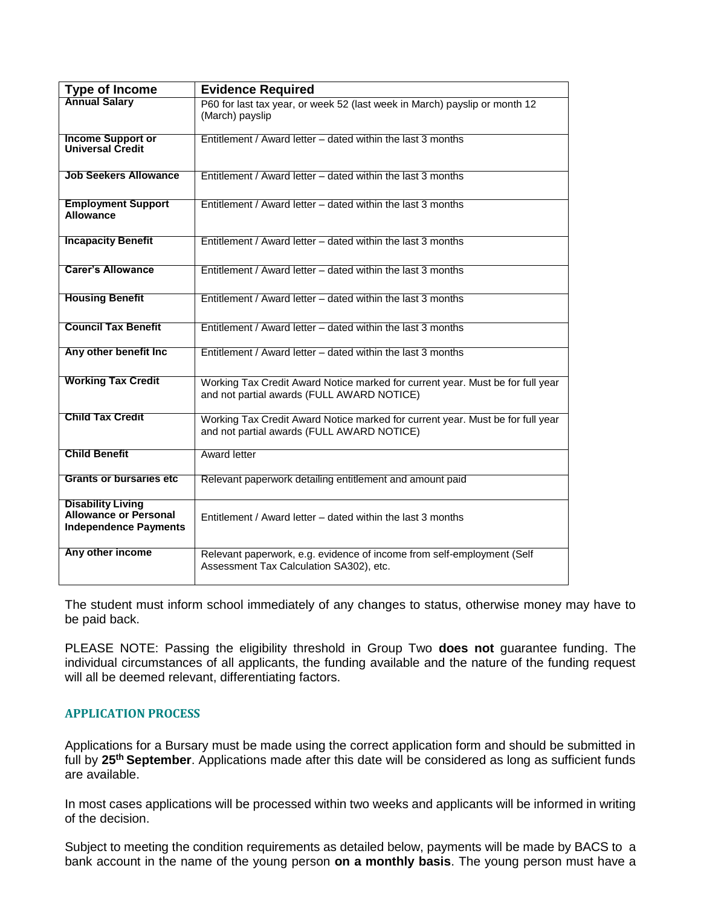| Type of Income | Evidence Required |
| --- | --- |
| **Annual Salary** | P60 for last tax year, or week 52 (last week in March) payslip or month 12 (March) payslip |
| **Income Support or Universal Credit** | Entitlement / Award letter – dated within the last 3 months |
| **Job Seekers Allowance** | Entitlement / Award letter – dated within the last 3 months |
| **Employment Support Allowance** | Entitlement / Award letter – dated within the last 3 months |
| **Incapacity Benefit** | Entitlement / Award letter – dated within the last 3 months |
| **Carer's Allowance** | Entitlement / Award letter – dated within the last 3 months |
| **Housing Benefit** | Entitlement / Award letter – dated within the last 3 months |
| **Council Tax Benefit** | Entitlement / Award letter – dated within the last 3 months |
| **Any other benefit Inc** | Entitlement / Award letter – dated within the last 3 months |
| **Working Tax Credit** | Working Tax Credit Award Notice marked for current year. Must be for full year and not partial awards (FULL AWARD NOTICE) |
| **Child Tax Credit** | Working Tax Credit Award Notice marked for current year. Must be for full year and not partial awards (FULL AWARD NOTICE) |
| **Child Benefit** | Award letter |
| **Grants or bursaries etc** | Relevant paperwork detailing entitlement and amount paid |
| **Disability Living Allowance or Personal Independence Payments** | Entitlement / Award letter – dated within the last 3 months |
| **Any other income** | Relevant paperwork, e.g. evidence of income from self-employment (Self Assessment Tax Calculation SA302), etc. |

The student must inform school immediately of any changes to status, otherwise money may have to be paid back.

PLEASE NOTE: Passing the eligibility threshold in Group Two **does not** guarantee funding. The individual circumstances of all applicants, the funding available and the nature of the funding request will all be deemed relevant, differentiating factors.

## APPLICATION PROCESS

Applications for a Bursary must be made using the correct application form and should be submitted in full by **25th September**. Applications made after this date will be considered as long as sufficient funds are available.

In most cases applications will be processed within two weeks and applicants will be informed in writing of the decision.

Subject to meeting the condition requirements as detailed below, payments will be made by BACS to a bank account in the name of the young person **on a monthly basis**. The young person must have a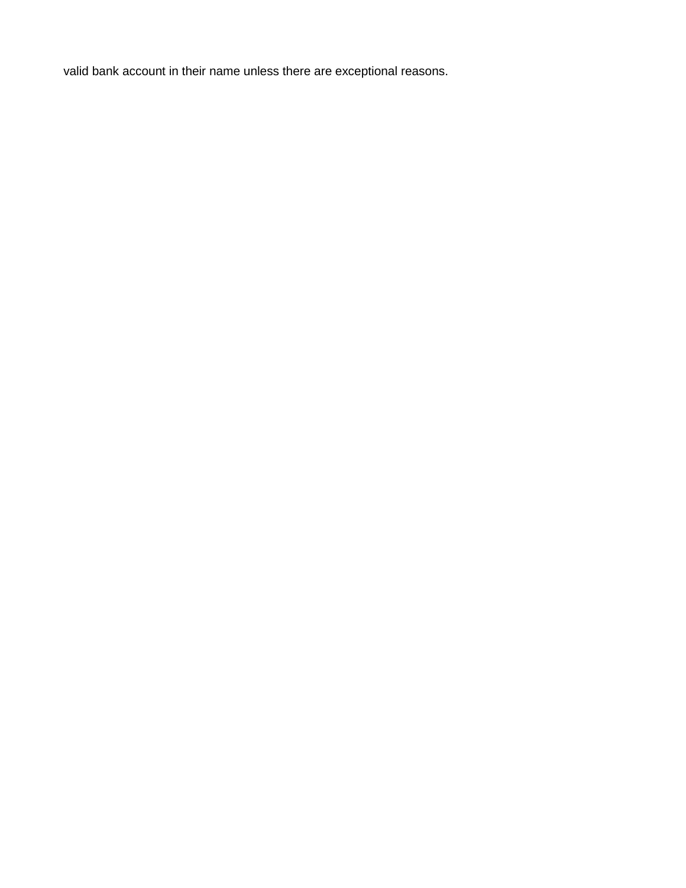valid bank account in their name unless there are exceptional reasons.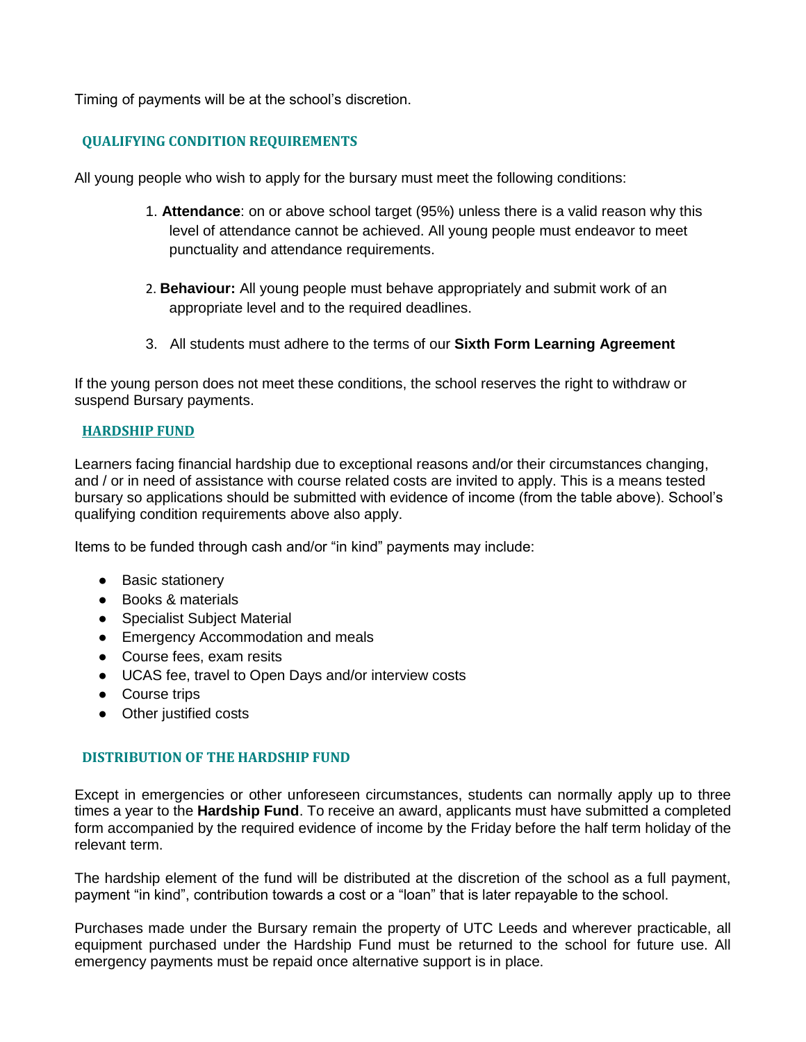Timing of payments will be at the school's discretion.

## QUALIFYING CONDITION REQUIREMENTS

All young people who wish to apply for the bursary must meet the following conditions:

1. **Attendance**: on or above school target (95%) unless there is a valid reason why this level of attendance cannot be achieved. All young people must endeavor to meet punctuality and attendance requirements.

2. **Behaviour:** All young people must behave appropriately and submit work of an appropriate level and to the required deadlines.

3. All students must adhere to the terms of our **Sixth Form Learning Agreement**

If the young person does not meet these conditions, the school reserves the right to withdraw or suspend Bursary payments.

## HARDSHIP FUND

Learners facing financial hardship due to exceptional reasons and/or their circumstances changing, and / or in need of assistance with course related costs are invited to apply. This is a means tested bursary so applications should be submitted with evidence of income (from the table above). School's qualifying condition requirements above also apply.

Items to be funded through cash and/or "in kind" payments may include:

- Basic stationery
- Books & materials
- Specialist Subject Material
- Emergency Accommodation and meals
- Course fees, exam resits
- UCAS fee, travel to Open Days and/or interview costs
- Course trips
- Other justified costs

## DISTRIBUTION OF THE HARDSHIP FUND

Except in emergencies or other unforeseen circumstances, students can normally apply up to three times a year to the **Hardship Fund**. To receive an award, applicants must have submitted a completed form accompanied by the required evidence of income by the Friday before the half term holiday of the relevant term.

The hardship element of the fund will be distributed at the discretion of the school as a full payment, payment "in kind", contribution towards a cost or a "loan" that is later repayable to the school.

Purchases made under the Bursary remain the property of UTC Leeds and wherever practicable, all equipment purchased under the Hardship Fund must be returned to the school for future use. All emergency payments must be repaid once alternative support is in place.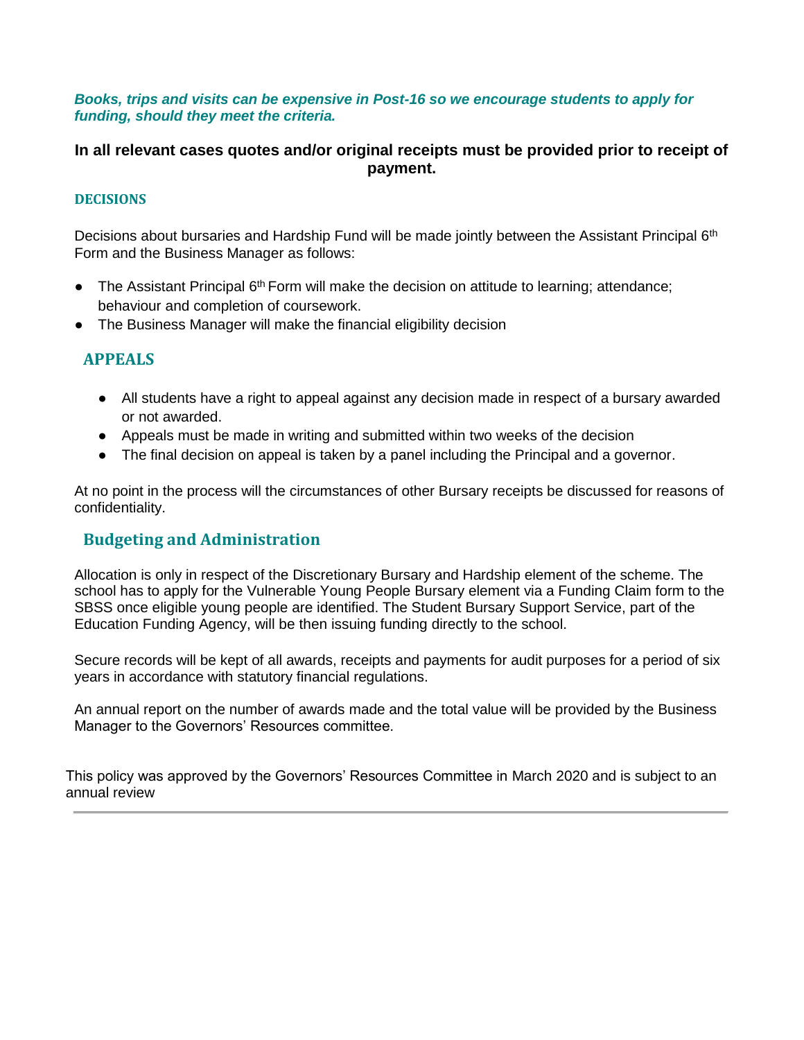***Books, trips and visits can be expensive in Post-16 so we encourage students to apply for funding, should they meet the criteria.***

**In all relevant cases quotes and/or original receipts must be provided prior to receipt of payment.**

### DECISIONS

Decisions about bursaries and Hardship Fund will be made jointly between the Assistant Principal 6th Form and the Business Manager as follows:

- The Assistant Principal 6th Form will make the decision on attitude to learning; attendance; behaviour and completion of coursework.
- The Business Manager will make the financial eligibility decision

## APPEALS

- All students have a right to appeal against any decision made in respect of a bursary awarded or not awarded.
- Appeals must be made in writing and submitted within two weeks of the decision
- The final decision on appeal is taken by a panel including the Principal and a governor.

At no point in the process will the circumstances of other Bursary receipts be discussed for reasons of confidentiality.

## Budgeting and Administration

Allocation is only in respect of the Discretionary Bursary and Hardship element of the scheme. The school has to apply for the Vulnerable Young People Bursary element via a Funding Claim form to the SBSS once eligible young people are identified. The Student Bursary Support Service, part of the Education Funding Agency, will be then issuing funding directly to the school.

Secure records will be kept of all awards, receipts and payments for audit purposes for a period of six years in accordance with statutory financial regulations.

An annual report on the number of awards made and the total value will be provided by the Business Manager to the Governors' Resources committee.

This policy was approved by the Governors' Resources Committee in March 2020 and is subject to an annual review